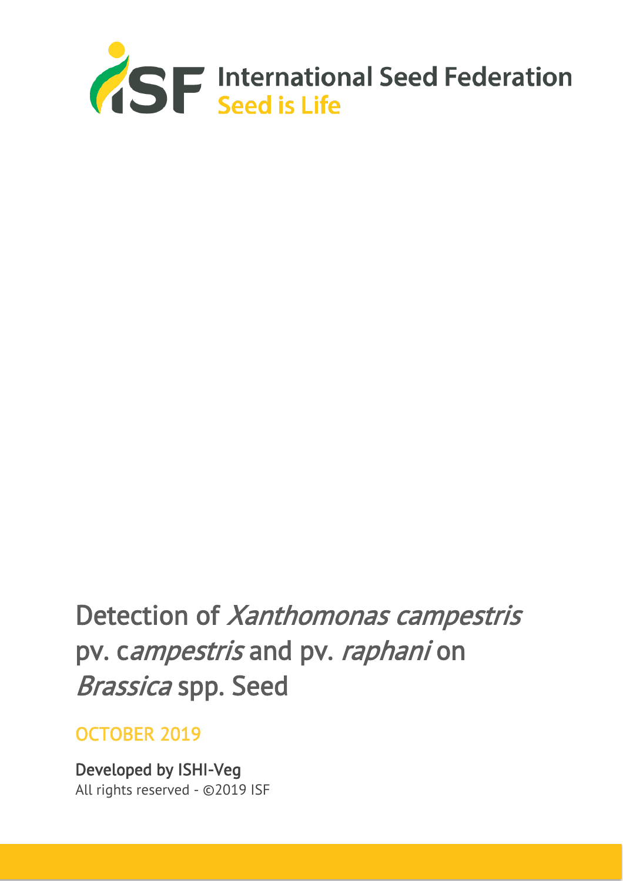International Seed Federation
Seed is Life

# Detection of *Xanthomonas campestris* pv. c*ampestris* and pv. *raphani* on *Brassica* spp. Seed

OCTOBER 2019

Developed by ISHI-Veg
All rights reserved - ©2019 ISF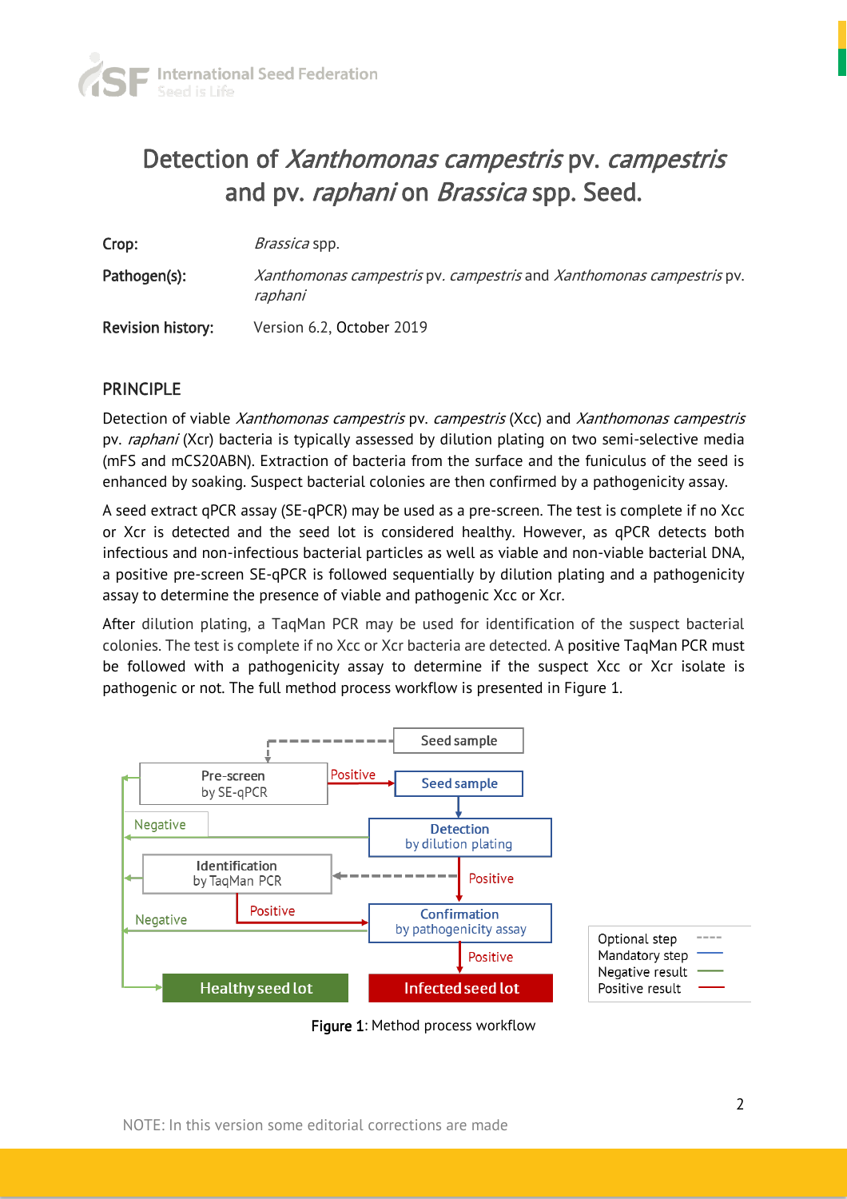# Detection of *Xanthomonas campestris* pv. *campestris* and pv. *raphani* on *Brassica* spp. Seed.

**Crop:** *Brassica* spp.

**Pathogen(s):** *Xanthomonas campestris* pv. *campestris* and *Xanthomonas campestris* pv. *raphani*

**Revision history:** Version 6.2, October 2019

## PRINCIPLE

Detection of viable *Xanthomonas campestris* pv. *campestris* (Xcc) and *Xanthomonas campestris* pv. *raphani* (Xcr) bacteria is typically assessed by dilution plating on two semi-selective media (mFS and mCS20ABN). Extraction of bacteria from the surface and the funiculus of the seed is enhanced by soaking. Suspect bacterial colonies are then confirmed by a pathogenicity assay.

A seed extract qPCR assay (SE-qPCR) may be used as a pre-screen. The test is complete if no Xcc or Xcr is detected and the seed lot is considered healthy. However, as qPCR detects both infectious and non-infectious bacterial particles as well as viable and non-viable bacterial DNA, a positive pre-screen SE-qPCR is followed sequentially by dilution plating and a pathogenicity assay to determine the presence of viable and pathogenic Xcc or Xcr.

After dilution plating, a TaqMan PCR may be used for identification of the suspect bacterial colonies. The test is complete if no Xcc or Xcr bacteria are detected. A positive TaqMan PCR must be followed with a pathogenicity assay to determine if the suspect Xcc or Xcr isolate is pathogenic or not. The full method process workflow is presented in Figure 1.

**Figure 1**: Method process workflow

NOTE: In this version some editorial corrections are made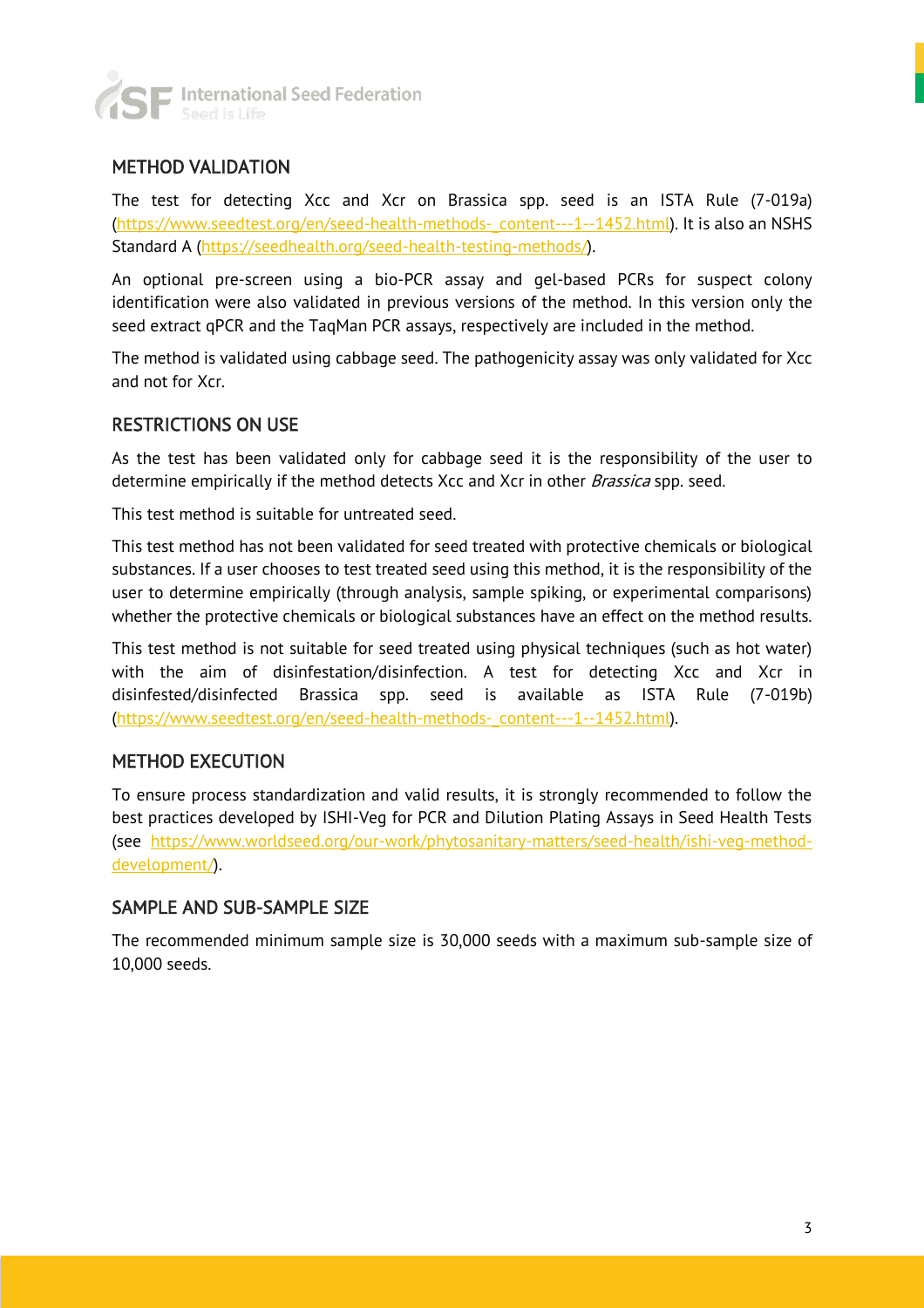## METHOD VALIDATION

The test for detecting Xcc and Xcr on Brassica spp. seed is an ISTA Rule (7-019a) (https://www.seedtest.org/en/seed-health-methods-_content---1--1452.html). It is also an NSHS Standard A (https://seedhealth.org/seed-health-testing-methods/).

An optional pre-screen using a bio-PCR assay and gel-based PCRs for suspect colony identification were also validated in previous versions of the method. In this version only the seed extract qPCR and the TaqMan PCR assays, respectively are included in the method.

The method is validated using cabbage seed. The pathogenicity assay was only validated for Xcc and not for Xcr.

## RESTRICTIONS ON USE

As the test has been validated only for cabbage seed it is the responsibility of the user to determine empirically if the method detects Xcc and Xcr in other *Brassica* spp. seed.

This test method is suitable for untreated seed.

This test method has not been validated for seed treated with protective chemicals or biological substances. If a user chooses to test treated seed using this method, it is the responsibility of the user to determine empirically (through analysis, sample spiking, or experimental comparisons) whether the protective chemicals or biological substances have an effect on the method results.

This test method is not suitable for seed treated using physical techniques (such as hot water) with the aim of disinfestation/disinfection. A test for detecting Xcc and Xcr in disinfested/disinfected Brassica spp. seed is available as ISTA Rule (7-019b) (https://www.seedtest.org/en/seed-health-methods-_content---1--1452.html).

## METHOD EXECUTION

To ensure process standardization and valid results, it is strongly recommended to follow the best practices developed by ISHI-Veg for PCR and Dilution Plating Assays in Seed Health Tests (see https://www.worldseed.org/our-work/phytosanitary-matters/seed-health/ishi-veg-method-development/).

## SAMPLE AND SUB-SAMPLE SIZE

The recommended minimum sample size is 30,000 seeds with a maximum sub-sample size of 10,000 seeds.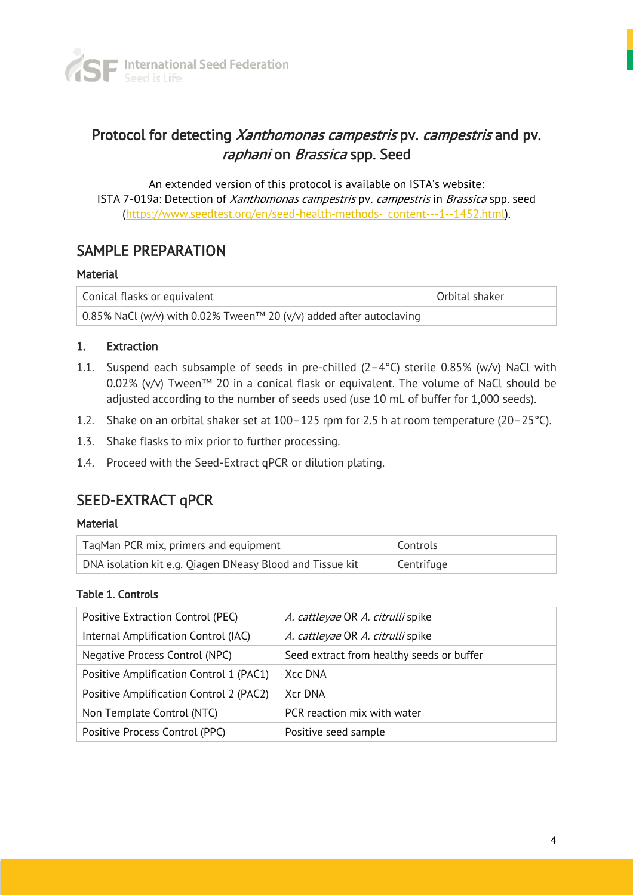# Protocol for detecting *Xanthomonas campestris* pv. *campestris* and pv. *raphani* on *Brassica* spp. Seed

An extended version of this protocol is available on ISTA's website:
ISTA 7-019a: Detection of *Xanthomonas campestris* pv. *campestris* in *Brassica* spp. seed
(https://www.seedtest.org/en/seed-health-methods-_content---1--1452.html).

## SAMPLE PREPARATION

### Material

| Conical flasks or equivalent | Orbital shaker |
|---|---|
| 0.85% NaCl (w/v) with 0.02% Tween™ 20 (v/v) added after autoclaving | |

### 1. Extraction

1.1. Suspend each subsample of seeds in pre-chilled (2–4°C) sterile 0.85% (w/v) NaCl with 0.02% (v/v) Tween™ 20 in a conical flask or equivalent. The volume of NaCl should be adjusted according to the number of seeds used (use 10 mL of buffer for 1,000 seeds).

1.2. Shake on an orbital shaker set at 100–125 rpm for 2.5 h at room temperature (20–25°C).

1.3. Shake flasks to mix prior to further processing.

1.4. Proceed with the Seed-Extract qPCR or dilution plating.

## SEED-EXTRACT qPCR

### Material

| TaqMan PCR mix, primers and equipment | Controls |
|---|---|
| DNA isolation kit e.g. Qiagen DNeasy Blood and Tissue kit | Centrifuge |

### Table 1. Controls

| Positive Extraction Control (PEC) | *A. cattleyae* OR *A. citrulli* spike |
|---|---|
| Internal Amplification Control (IAC) | *A. cattleyae* OR *A. citrulli* spike |
| Negative Process Control (NPC) | Seed extract from healthy seeds or buffer |
| Positive Amplification Control 1 (PAC1) | Xcc DNA |
| Positive Amplification Control 2 (PAC2) | Xcr DNA |
| Non Template Control (NTC) | PCR reaction mix with water |
| Positive Process Control (PPC) | Positive seed sample |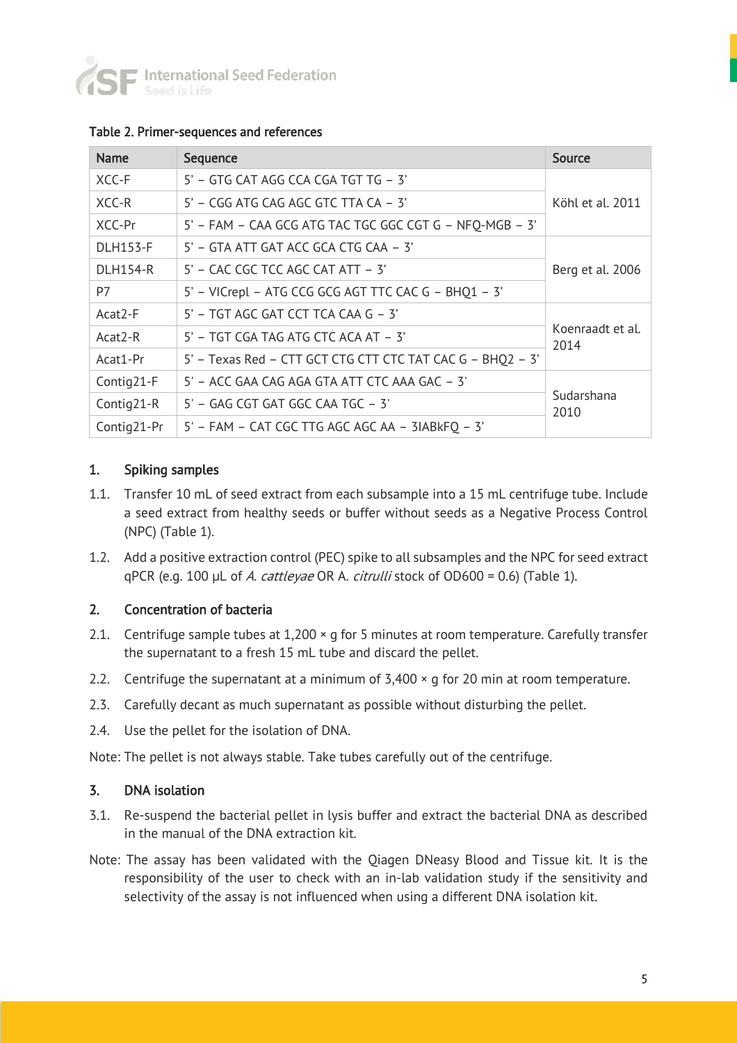Table 2. Primer-sequences and references

| Name | Sequence | Source |
| --- | --- | --- |
| XCC-F | 5' – GTG CAT AGG CCA CGA TGT TG – 3' | Köhl et al. 2011 |
| XCC-R | 5' – CGG ATG CAG AGC GTC TTA CA – 3' | |
| XCC-Pr | 5' – FAM – CAA GCG ATG TAC TGC GGC CGT G – NFQ-MGB – 3' | |
| DLH153-F | 5' – GTA ATT GAT ACC GCA CTG CAA – 3' | Berg et al. 2006 |
| DLH154-R | 5' – CAC CGC TCC AGC CAT ATT – 3' | |
| P7 | 5' – VICrepl – ATG CCG GCG AGT TTC CAC G – BHQ1 – 3' | |
| Acat2-F | 5' – TGT AGC GAT CCT TCA CAA G – 3' | Koenraadt et al. 2014 |
| Acat2-R | 5' – TGT CGA TAG ATG CTC ACA AT – 3' | |
| Acat1-Pr | 5' – Texas Red – CTT GCT CTG CTT CTC TAT CAC G – BHQ2 – 3' | |
| Contig21-F | 5' – ACC GAA CAG AGA GTA ATT CTC AAA GAC – 3' | Sudarshana 2010 |
| Contig21-R | 5' – GAG CGT GAT GGC CAA TGC – 3' | |
| Contig21-Pr | 5' – FAM – CAT CGC TTG AGC AGC AA – 3IABkFQ – 3' | |

## 1. Spiking samples

1.1. Transfer 10 mL of seed extract from each subsample into a 15 mL centrifuge tube. Include a seed extract from healthy seeds or buffer without seeds as a Negative Process Control (NPC) (Table 1).

1.2. Add a positive extraction control (PEC) spike to all subsamples and the NPC for seed extract qPCR (e.g. 100 µL of *A. cattleyae* OR A. *citrulli* stock of OD600 = 0.6) (Table 1).

## 2. Concentration of bacteria

2.1. Centrifuge sample tubes at 1,200 × g for 5 minutes at room temperature. Carefully transfer the supernatant to a fresh 15 mL tube and discard the pellet.

2.2. Centrifuge the supernatant at a minimum of 3,400 × g for 20 min at room temperature.

2.3. Carefully decant as much supernatant as possible without disturbing the pellet.

2.4. Use the pellet for the isolation of DNA.

Note: The pellet is not always stable. Take tubes carefully out of the centrifuge.

## 3. DNA isolation

3.1. Re-suspend the bacterial pellet in lysis buffer and extract the bacterial DNA as described in the manual of the DNA extraction kit.

Note: The assay has been validated with the Qiagen DNeasy Blood and Tissue kit. It is the responsibility of the user to check with an in-lab validation study if the sensitivity and selectivity of the assay is not influenced when using a different DNA isolation kit.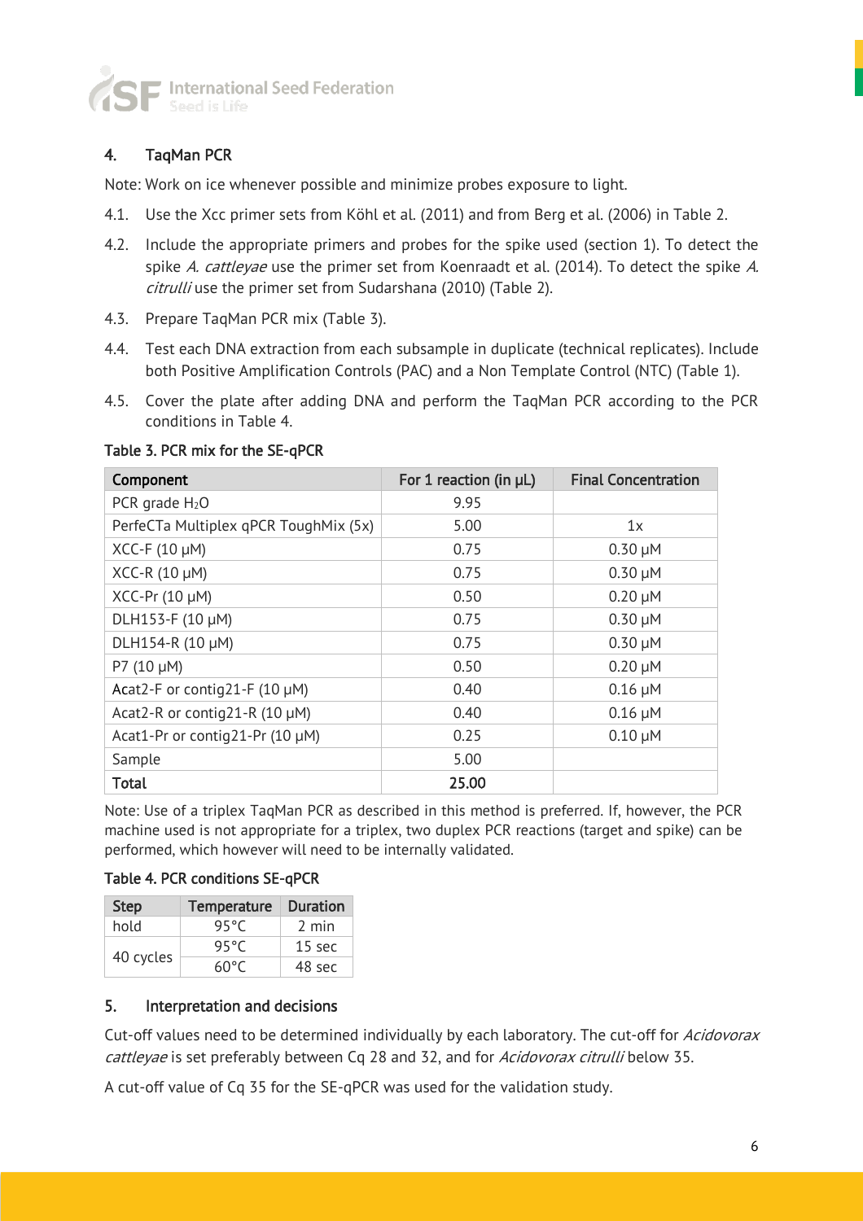## 4. TaqMan PCR

Note: Work on ice whenever possible and minimize probes exposure to light.

4.1. Use the Xcc primer sets from Köhl et al. (2011) and from Berg et al. (2006) in Table 2.

4.2. Include the appropriate primers and probes for the spike used (section 1). To detect the spike *A. cattleyae* use the primer set from Koenraadt et al. (2014). To detect the spike *A. citrulli* use the primer set from Sudarshana (2010) (Table 2).

4.3. Prepare TaqMan PCR mix (Table 3).

4.4. Test each DNA extraction from each subsample in duplicate (technical replicates). Include both Positive Amplification Controls (PAC) and a Non Template Control (NTC) (Table 1).

4.5. Cover the plate after adding DNA and perform the TaqMan PCR according to the PCR conditions in Table 4.

**Table 3. PCR mix for the SE-qPCR**

| Component | For 1 reaction (in µL) | Final Concentration |
|---|---|---|
| PCR grade $H_2O$ | 9.95 | |
| PerfeCTa Multiplex qPCR ToughMix (5x) | 5.00 | 1x |
| XCC-F (10 µM) | 0.75 | 0.30 µM |
| XCC-R (10 µM) | 0.75 | 0.30 µM |
| XCC-Pr (10 µM) | 0.50 | 0.20 µM |
| DLH153-F (10 µM) | 0.75 | 0.30 µM |
| DLH154-R (10 µM) | 0.75 | 0.30 µM |
| P7 (10 µM) | 0.50 | 0.20 µM |
| Acat2-F or contig21-F (10 µM) | 0.40 | 0.16 µM |
| Acat2-R or contig21-R (10 µM) | 0.40 | 0.16 µM |
| Acat1-Pr or contig21-Pr (10 µM) | 0.25 | 0.10 µM |
| Sample | 5.00 | |
| **Total** | **25.00** | |

Note: Use of a triplex TaqMan PCR as described in this method is preferred. If, however, the PCR machine used is not appropriate for a triplex, two duplex PCR reactions (target and spike) can be performed, which however will need to be internally validated.

**Table 4. PCR conditions SE-qPCR**

| Step | Temperature | Duration |
|---|---|---|
| hold | 95°C | 2 min |
| 40 cycles | 95°C | 15 sec |
| | 60°C | 48 sec |

## 5. Interpretation and decisions

Cut-off values need to be determined individually by each laboratory. The cut-off for *Acidovorax cattleyae* is set preferably between Cq 28 and 32, and for *Acidovorax citrulli* below 35.

A cut-off value of Cq 35 for the SE-qPCR was used for the validation study.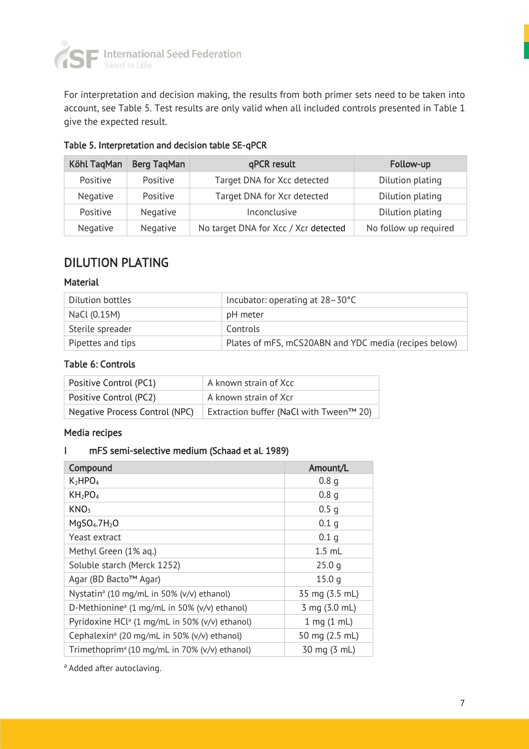For interpretation and decision making, the results from both primer sets need to be taken into account, see Table 5. Test results are only valid when all included controls presented in Table 1 give the expected result.

**Table 5. Interpretation and decision table SE-qPCR**

| Köhl TaqMan | Berg TaqMan | qPCR result | Follow-up |
|---|---|---|---|
| Positive | Positive | Target DNA for Xcc detected | Dilution plating |
| Negative | Positive | Target DNA for Xcr detected | Dilution plating |
| Positive | Negative | Inconclusive | Dilution plating |
| Negative | Negative | No target DNA for Xcc / Xcr detected | No follow up required |

## DILUTION PLATING

### Material

| | |
|---|---|
| Dilution bottles | Incubator: operating at 28−30°C |
| NaCl (0.15M) | pH meter |
| Sterile spreader | Controls |
| Pipettes and tips | Plates of mFS, mCS20ABN and YDC media (recipes below) |

### Table 6: Controls

| | |
|---|---|
| Positive Control (PC1) | A known strain of Xcc |
| Positive Control (PC2) | A known strain of Xcr |
| Negative Process Control (NPC) | Extraction buffer (NaCl with Tween™ 20) |

### Media recipes

#### I mFS semi-selective medium (Schaad et al. 1989)

| Compound | Amount/L |
|---|---|
| $K_2HPO_4$ | 0.8 g |
| $KH_2PO_4$ | 0.8 g |
| $KNO_3$ | 0.5 g |
| $MgSO_4.7H_2O$ | 0.1 g |
| Yeast extract | 0.1 g |
| Methyl Green (1% aq.) | 1.5 mL |
| Soluble starch (Merck 1252) | 25.0 g |
| Agar (BD Bacto™ Agar) | 15.0 g |
| Nystatin[a] (10 mg/mL in 50% (v/v) ethanol) | 35 mg (3.5 mL) |
| D-Methionine[a] (1 mg/mL in 50% (v/v) ethanol) | 3 mg (3.0 mL) |
| Pyridoxine HCl[a] (1 mg/mL in 50% (v/v) ethanol) | 1 mg (1 mL) |
| Cephalexin[a] (20 mg/mL in 50% (v/v) ethanol) | 50 mg (2.5 mL) |
| Trimethoprim[a] (10 mg/mL in 70% (v/v) ethanol) | 30 mg (3 mL) |

[a] Added after autoclaving.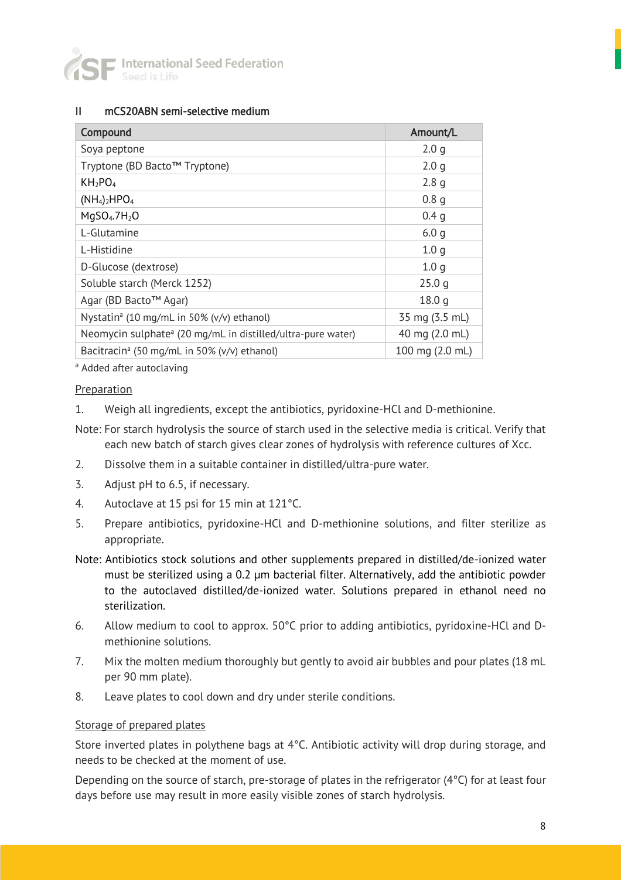## II mCS20ABN semi-selective medium

| Compound | Amount/L |
|---|---|
| Soya peptone | 2.0 g |
| Tryptone (BD Bacto™ Tryptone) | 2.0 g |
| $KH_2PO_4$ | 2.8 g |
| $(NH_4)_2HPO_4$ | 0.8 g |
| $MgSO_4.7H_2O$ | 0.4 g |
| L-Glutamine | 6.0 g |
| L-Histidine | 1.0 g |
| D-Glucose (dextrose) | 1.0 g |
| Soluble starch (Merck 1252) | 25.0 g |
| Agar (BD Bacto™ Agar) | 18.0 g |
| Nystatin[a] (10 mg/mL in 50% (v/v) ethanol) | 35 mg (3.5 mL) |
| Neomycin sulphate[a] (20 mg/mL in distilled/ultra-pure water) | 40 mg (2.0 mL) |
| Bacitracin[a] (50 mg/mL in 50% (v/v) ethanol) | 100 mg (2.0 mL) |

[a] Added after autoclaving

Preparation

1. Weigh all ingredients, except the antibiotics, pyridoxine-HCl and D-methionine.

Note: For starch hydrolysis the source of starch used in the selective media is critical. Verify that each new batch of starch gives clear zones of hydrolysis with reference cultures of Xcc.

2. Dissolve them in a suitable container in distilled/ultra-pure water.
3. Adjust pH to 6.5, if necessary.
4. Autoclave at 15 psi for 15 min at 121°C.
5. Prepare antibiotics, pyridoxine-HCl and D-methionine solutions, and filter sterilize as appropriate.

Note: Antibiotics stock solutions and other supplements prepared in distilled/de-ionized water must be sterilized using a 0.2 µm bacterial filter. Alternatively, add the antibiotic powder to the autoclaved distilled/de-ionized water. Solutions prepared in ethanol need no sterilization.

6. Allow medium to cool to approx. 50°C prior to adding antibiotics, pyridoxine-HCl and D-methionine solutions.
7. Mix the molten medium thoroughly but gently to avoid air bubbles and pour plates (18 mL per 90 mm plate).
8. Leave plates to cool down and dry under sterile conditions.

Storage of prepared plates

Store inverted plates in polythene bags at 4°C. Antibiotic activity will drop during storage, and needs to be checked at the moment of use.

Depending on the source of starch, pre-storage of plates in the refrigerator (4°C) for at least four days before use may result in more easily visible zones of starch hydrolysis.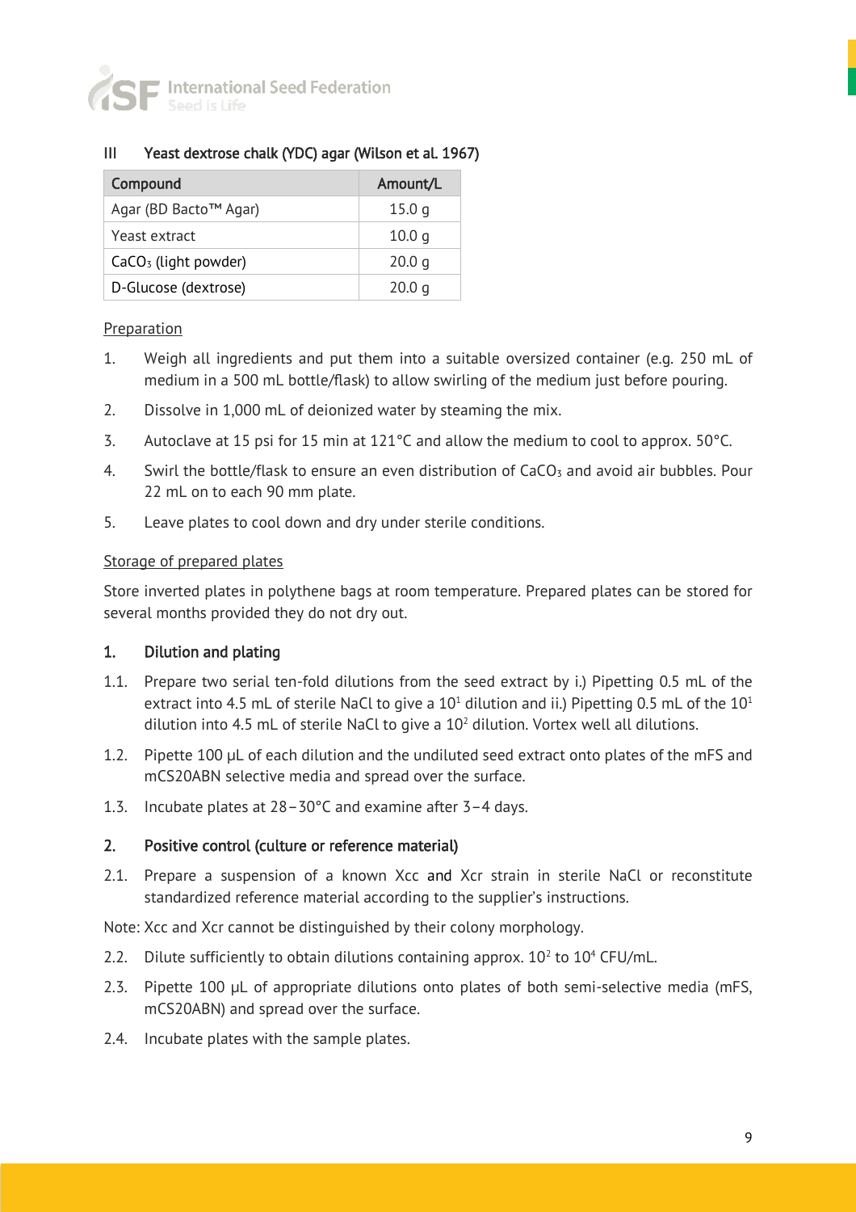### III Yeast dextrose chalk (YDC) agar (Wilson et al. 1967)

| Compound | Amount/L |
| --- | --- |
| Agar (BD Bacto™ Agar) | 15.0 g |
| Yeast extract | 10.0 g |
| $CaCO_3$ (light powder) | 20.0 g |
| D-Glucose (dextrose) | 20.0 g |

Preparation

1. Weigh all ingredients and put them into a suitable oversized container (e.g. 250 mL of medium in a 500 mL bottle/flask) to allow swirling of the medium just before pouring.
2. Dissolve in 1,000 mL of deionized water by steaming the mix.
3. Autoclave at 15 psi for 15 min at 121°C and allow the medium to cool to approx. 50°C.
4. Swirl the bottle/flask to ensure an even distribution of $CaCO_3$ and avoid air bubbles. Pour 22 mL on to each 90 mm plate.
5. Leave plates to cool down and dry under sterile conditions.

Storage of prepared plates

Store inverted plates in polythene bags at room temperature. Prepared plates can be stored for several months provided they do not dry out.

### 1. Dilution and plating

1.1. Prepare two serial ten-fold dilutions from the seed extract by i.) Pipetting 0.5 mL of the extract into 4.5 mL of sterile NaCl to give a $10^1$ dilution and ii.) Pipetting 0.5 mL of the $10^1$ dilution into 4.5 mL of sterile NaCl to give a $10^2$ dilution. Vortex well all dilutions.

1.2. Pipette 100 µL of each dilution and the undiluted seed extract onto plates of the mFS and mCS20ABN selective media and spread over the surface.

1.3. Incubate plates at 28–30°C and examine after 3–4 days.

### 2. Positive control (culture or reference material)

2.1. Prepare a suspension of a known Xcc and Xcr strain in sterile NaCl or reconstitute standardized reference material according to the supplier's instructions.

Note: Xcc and Xcr cannot be distinguished by their colony morphology.

2.2. Dilute sufficiently to obtain dilutions containing approx. $10^2$ to $10^4$ CFU/mL.

2.3. Pipette 100 µL of appropriate dilutions onto plates of both semi-selective media (mFS, mCS20ABN) and spread over the surface.

2.4. Incubate plates with the sample plates.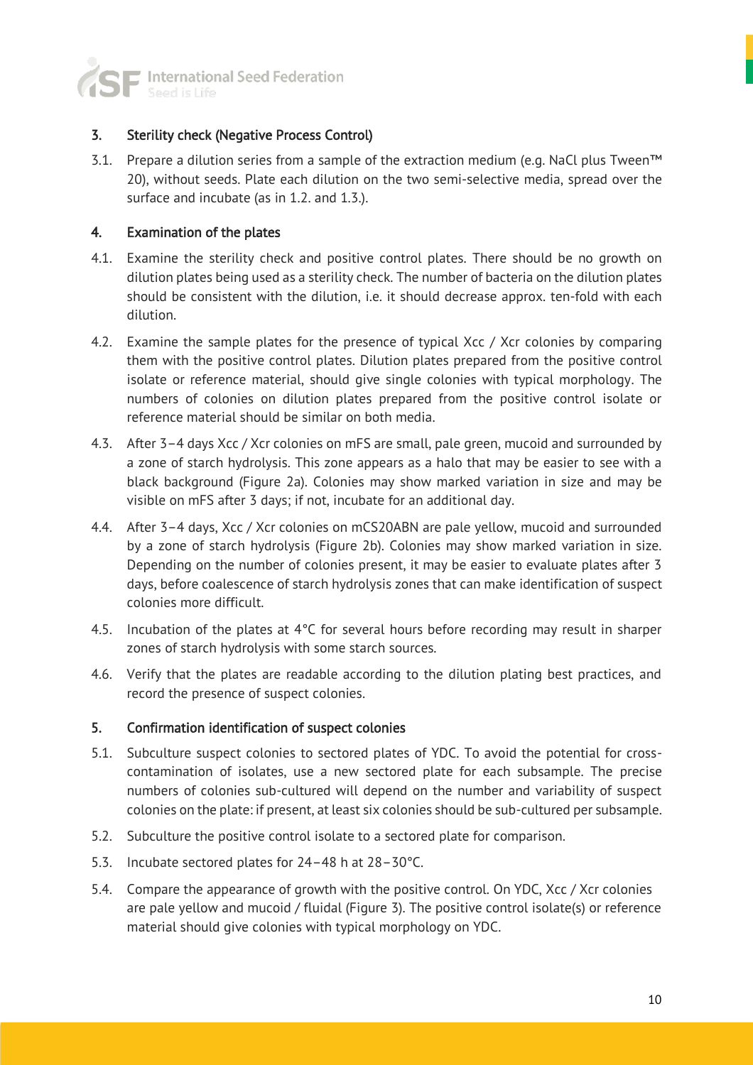## 3. Sterility check (Negative Process Control)

3.1. Prepare a dilution series from a sample of the extraction medium (e.g. NaCl plus Tween™ 20), without seeds. Plate each dilution on the two semi-selective media, spread over the surface and incubate (as in 1.2. and 1.3.).

## 4. Examination of the plates

4.1. Examine the sterility check and positive control plates. There should be no growth on dilution plates being used as a sterility check. The number of bacteria on the dilution plates should be consistent with the dilution, i.e. it should decrease approx. ten-fold with each dilution.

4.2. Examine the sample plates for the presence of typical Xcc / Xcr colonies by comparing them with the positive control plates. Dilution plates prepared from the positive control isolate or reference material, should give single colonies with typical morphology. The numbers of colonies on dilution plates prepared from the positive control isolate or reference material should be similar on both media.

4.3. After 3–4 days Xcc / Xcr colonies on mFS are small, pale green, mucoid and surrounded by a zone of starch hydrolysis. This zone appears as a halo that may be easier to see with a black background (Figure 2a). Colonies may show marked variation in size and may be visible on mFS after 3 days; if not, incubate for an additional day.

4.4. After 3–4 days, Xcc / Xcr colonies on mCS20ABN are pale yellow, mucoid and surrounded by a zone of starch hydrolysis (Figure 2b). Colonies may show marked variation in size. Depending on the number of colonies present, it may be easier to evaluate plates after 3 days, before coalescence of starch hydrolysis zones that can make identification of suspect colonies more difficult.

4.5. Incubation of the plates at 4°C for several hours before recording may result in sharper zones of starch hydrolysis with some starch sources.

4.6. Verify that the plates are readable according to the dilution plating best practices, and record the presence of suspect colonies.

## 5. Confirmation identification of suspect colonies

5.1. Subculture suspect colonies to sectored plates of YDC. To avoid the potential for cross-contamination of isolates, use a new sectored plate for each subsample. The precise numbers of colonies sub-cultured will depend on the number and variability of suspect colonies on the plate: if present, at least six colonies should be sub-cultured per subsample.

5.2. Subculture the positive control isolate to a sectored plate for comparison.

5.3. Incubate sectored plates for 24–48 h at 28–30°C.

5.4. Compare the appearance of growth with the positive control. On YDC, Xcc / Xcr colonies are pale yellow and mucoid / fluidal (Figure 3). The positive control isolate(s) or reference material should give colonies with typical morphology on YDC.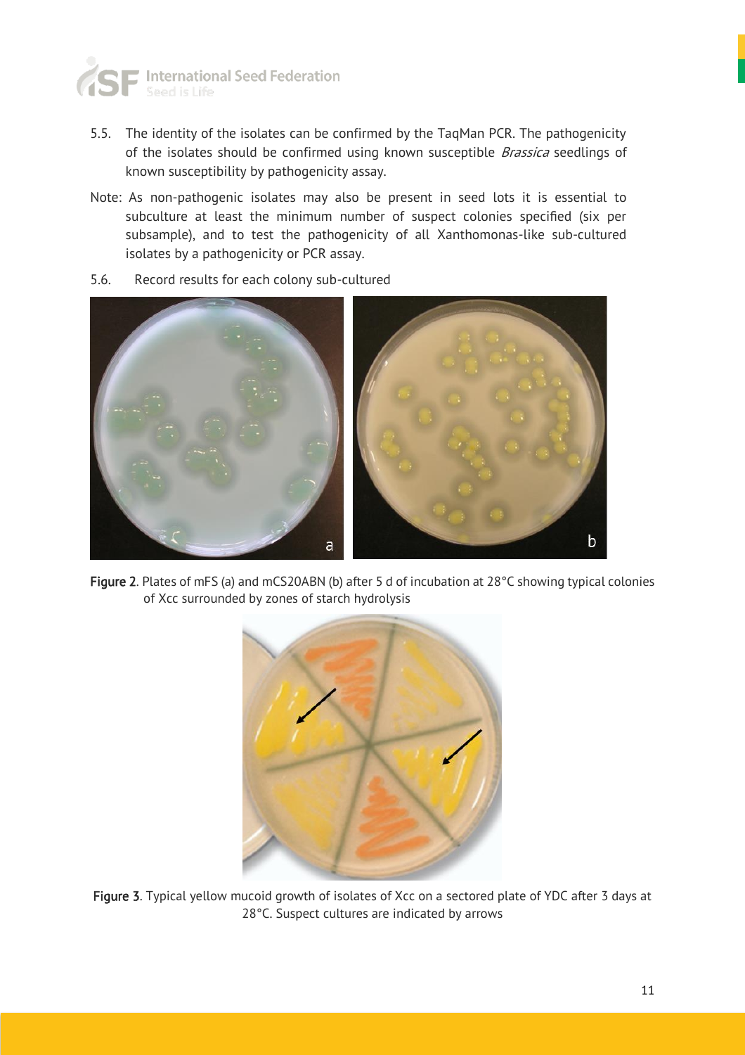5.5. The identity of the isolates can be confirmed by the TaqMan PCR. The pathogenicity of the isolates should be confirmed using known susceptible *Brassica* seedlings of known susceptibility by pathogenicity assay.

Note: As non-pathogenic isolates may also be present in seed lots it is essential to subculture at least the minimum number of suspect colonies specified (six per subsample), and to test the pathogenicity of all Xanthomonas-like sub-cultured isolates by a pathogenicity or PCR assay.

5.6. Record results for each colony sub-cultured

**Figure 2**. Plates of mFS (a) and mCS20ABN (b) after 5 d of incubation at 28°C showing typical colonies of Xcc surrounded by zones of starch hydrolysis

**Figure 3**. Typical yellow mucoid growth of isolates of Xcc on a sectored plate of YDC after 3 days at 28°C. Suspect cultures are indicated by arrows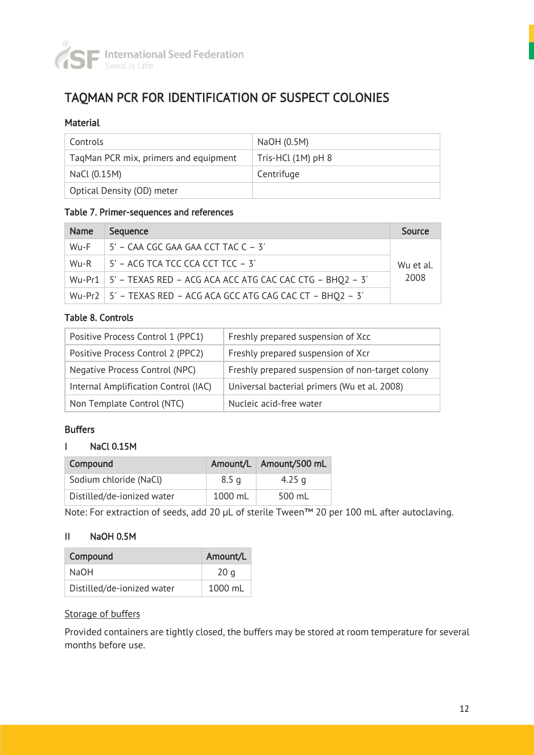# TAQMAN PCR FOR IDENTIFICATION OF SUSPECT COLONIES

### Material

| Controls | NaOH (0.5M) |
|---|---|
| TaqMan PCR mix, primers and equipment | Tris-HCl (1M) pH 8 |
| NaCl (0.15M) | Centrifuge |
| Optical Density (OD) meter | |

### Table 7. Primer-sequences and references

| Name | Sequence | Source |
|---|---|---|
| Wu-F | 5' – CAA CGC GAA GAA CCT TAC C – 3′ | Wu et al. 2008 |
| Wu-R | 5' – ACG TCA TCC CCA CCT TCC – 3′ | |
| Wu-Pr1 | 5' – TEXAS RED – ACG ACA ACC ATG CAC CAC CTG – BHQ2 – 3′ | |
| Wu-Pr2 | 5′ – TEXAS RED – ACG ACA GCC ATG CAG CAC CT – BHQ2 – 3′ | |

### Table 8. Controls

| Positive Process Control 1 (PPC1) | Freshly prepared suspension of Xcc |
|---|---|
| Positive Process Control 2 (PPC2) | Freshly prepared suspension of Xcr |
| Negative Process Control (NPC) | Freshly prepared suspension of non-target colony |
| Internal Amplification Control (IAC) | Universal bacterial primers (Wu et al. 2008) |
| Non Template Control (NTC) | Nucleic acid-free water |

### Buffers

#### I NaCl 0.15M

| Compound | Amount/L | Amount/500 mL |
|---|---|---|
| Sodium chloride (NaCl) | 8.5 g | 4.25 g |
| Distilled/de-ionized water | 1000 mL | 500 mL |

Note: For extraction of seeds, add 20 µL of sterile Tween™ 20 per 100 mL after autoclaving.

#### II NaOH 0.5M

| Compound | Amount/L |
|---|---|
| NaOH | 20 g |
| Distilled/de-ionized water | 1000 mL |

Storage of buffers

Provided containers are tightly closed, the buffers may be stored at room temperature for several months before use.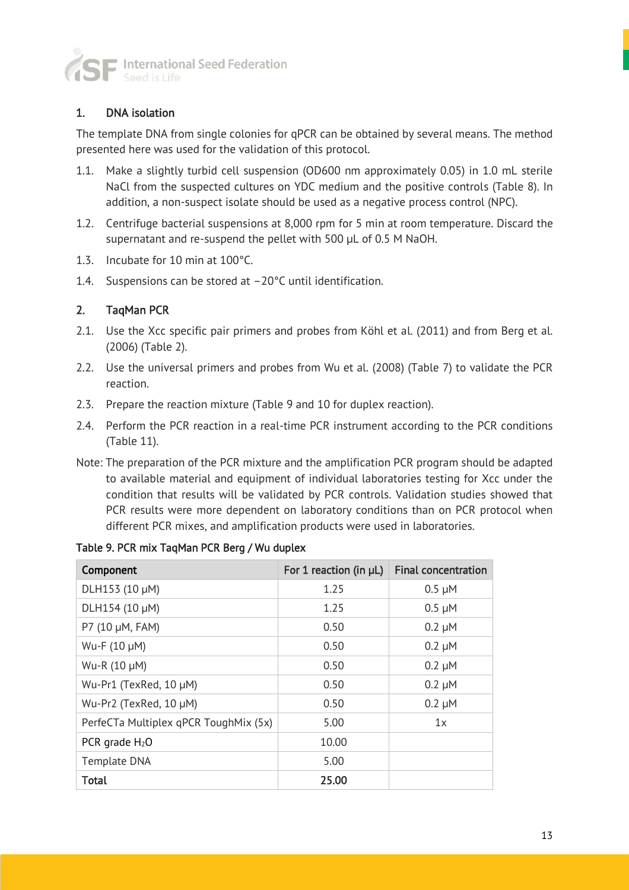## 1. DNA isolation

The template DNA from single colonies for qPCR can be obtained by several means. The method presented here was used for the validation of this protocol.

1.1. Make a slightly turbid cell suspension (OD600 nm approximately 0.05) in 1.0 mL sterile NaCl from the suspected cultures on YDC medium and the positive controls (Table 8). In addition, a non-suspect isolate should be used as a negative process control (NPC).

1.2. Centrifuge bacterial suspensions at 8,000 rpm for 5 min at room temperature. Discard the supernatant and re-suspend the pellet with 500 µL of 0.5 M NaOH.

1.3. Incubate for 10 min at 100°C.

1.4. Suspensions can be stored at −20°C until identification.

## 2. TaqMan PCR

2.1. Use the Xcc specific pair primers and probes from Köhl et al. (2011) and from Berg et al. (2006) (Table 2).

2.2. Use the universal primers and probes from Wu et al. (2008) (Table 7) to validate the PCR reaction.

2.3. Prepare the reaction mixture (Table 9 and 10 for duplex reaction).

2.4. Perform the PCR reaction in a real-time PCR instrument according to the PCR conditions (Table 11).

Note: The preparation of the PCR mixture and the amplification PCR program should be adapted to available material and equipment of individual laboratories testing for Xcc under the condition that results will be validated by PCR controls. Validation studies showed that PCR results were more dependent on laboratory conditions than on PCR protocol when different PCR mixes, and amplification products were used in laboratories.

**Table 9. PCR mix TaqMan PCR Berg / Wu duplex**

| Component | For 1 reaction (in µL) | Final concentration |
|---|---|---|
| DLH153 (10 µM) | 1.25 | 0.5 µM |
| DLH154 (10 µM) | 1.25 | 0.5 µM |
| P7 (10 µM, FAM) | 0.50 | 0.2 µM |
| Wu-F (10 µM) | 0.50 | 0.2 µM |
| Wu-R (10 µM) | 0.50 | 0.2 µM |
| Wu-Pr1 (TexRed, 10 µM) | 0.50 | 0.2 µM |
| Wu-Pr2 (TexRed, 10 µM) | 0.50 | 0.2 µM |
| PerfeCTa Multiplex qPCR ToughMix (5x) | 5.00 | 1x |
| PCR grade $H_2O$ | 10.00 | |
| Template DNA | 5.00 | |
| **Total** | **25.00** | |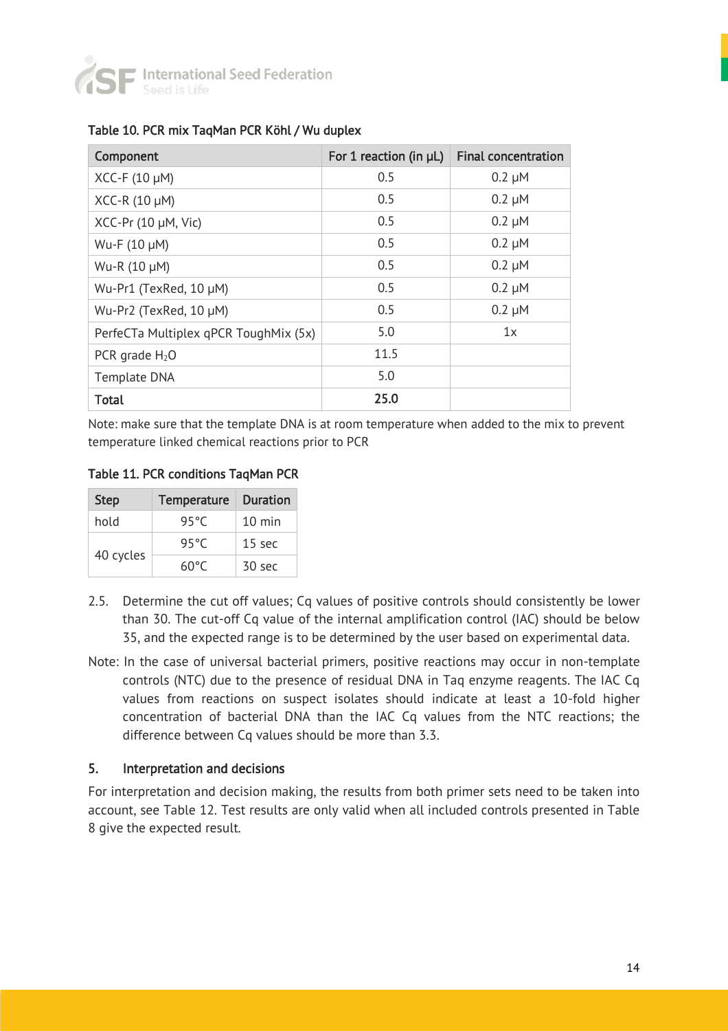Table 10. PCR mix TaqMan PCR Köhl / Wu duplex

| Component | For 1 reaction (in µL) | Final concentration |
|---|---|---|
| XCC-F (10 µM) | 0.5 | 0.2 µM |
| XCC-R (10 µM) | 0.5 | 0.2 µM |
| XCC-Pr (10 µM, Vic) | 0.5 | 0.2 µM |
| Wu-F (10 µM) | 0.5 | 0.2 µM |
| Wu-R (10 µM) | 0.5 | 0.2 µM |
| Wu-Pr1 (TexRed, 10 µM) | 0.5 | 0.2 µM |
| Wu-Pr2 (TexRed, 10 µM) | 0.5 | 0.2 µM |
| PerfeCTa Multiplex qPCR ToughMix (5x) | 5.0 | 1x |
| PCR grade $H_2O$ | 11.5 | |
| Template DNA | 5.0 | |
| **Total** | **25.0** | |

Note: make sure that the template DNA is at room temperature when added to the mix to prevent temperature linked chemical reactions prior to PCR

Table 11. PCR conditions TaqMan PCR

| Step | Temperature | Duration |
|---|---|---|
| hold | 95°C | 10 min |
| 40 cycles | 95°C | 15 sec |
| | 60°C | 30 sec |

2.5. Determine the cut off values; Cq values of positive controls should consistently be lower than 30. The cut-off Cq value of the internal amplification control (IAC) should be below 35, and the expected range is to be determined by the user based on experimental data.

Note: In the case of universal bacterial primers, positive reactions may occur in non-template controls (NTC) due to the presence of residual DNA in Taq enzyme reagents. The IAC Cq values from reactions on suspect isolates should indicate at least a 10-fold higher concentration of bacterial DNA than the IAC Cq values from the NTC reactions; the difference between Cq values should be more than 3.3.

## 5. Interpretation and decisions

For interpretation and decision making, the results from both primer sets need to be taken into account, see Table 12. Test results are only valid when all included controls presented in Table 8 give the expected result.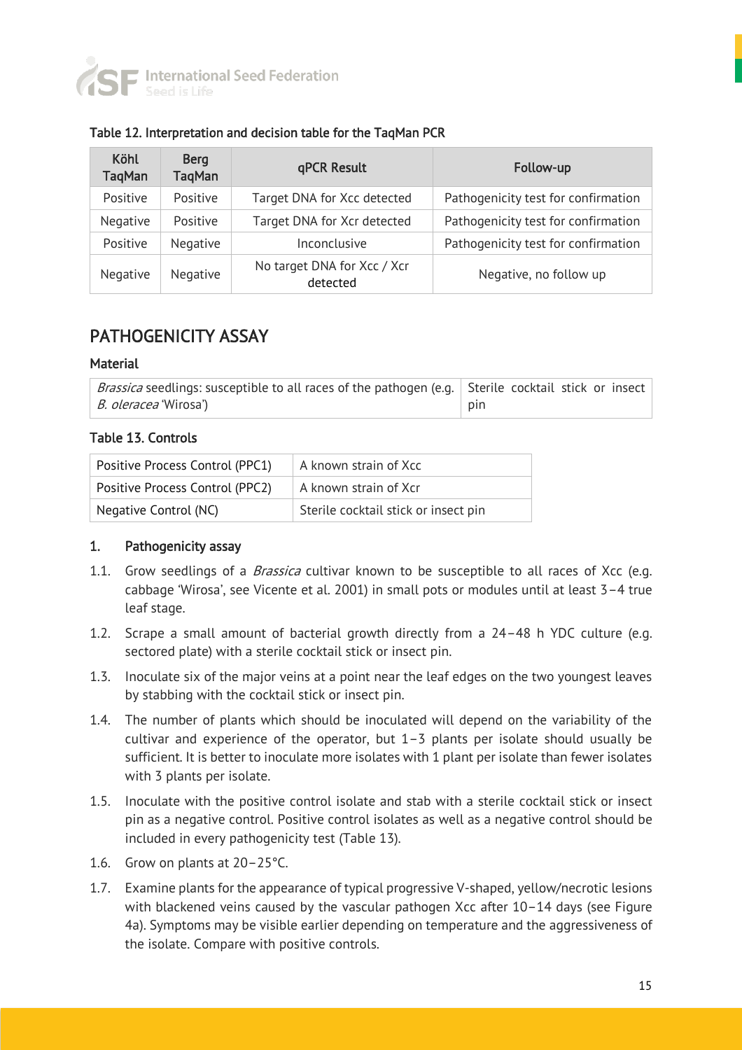#### Table 12. Interpretation and decision table for the TaqMan PCR

| Köhl TaqMan | Berg TaqMan | qPCR Result | Follow-up |
|---|---|---|---|
| Positive | Positive | Target DNA for Xcc detected | Pathogenicity test for confirmation |
| Negative | Positive | Target DNA for Xcr detected | Pathogenicity test for confirmation |
| Positive | Negative | Inconclusive | Pathogenicity test for confirmation |
| Negative | Negative | No target DNA for Xcc / Xcr detected | Negative, no follow up |

## PATHOGENICITY ASSAY

#### Material

| | |
|---|---|
| *Brassica* seedlings: susceptible to all races of the pathogen (e.g. *B. oleracea* 'Wirosa') | Sterile cocktail stick or insect pin |

#### Table 13. Controls

| | |
|---|---|
| Positive Process Control (PPC1) | A known strain of Xcc |
| Positive Process Control (PPC2) | A known strain of Xcr |
| Negative Control (NC) | Sterile cocktail stick or insect pin |

#### 1. Pathogenicity assay

1.1. Grow seedlings of a *Brassica* cultivar known to be susceptible to all races of Xcc (e.g. cabbage 'Wirosa', see Vicente et al. 2001) in small pots or modules until at least 3–4 true leaf stage.

1.2. Scrape a small amount of bacterial growth directly from a 24–48 h YDC culture (e.g. sectored plate) with a sterile cocktail stick or insect pin.

1.3. Inoculate six of the major veins at a point near the leaf edges on the two youngest leaves by stabbing with the cocktail stick or insect pin.

1.4. The number of plants which should be inoculated will depend on the variability of the cultivar and experience of the operator, but 1–3 plants per isolate should usually be sufficient. It is better to inoculate more isolates with 1 plant per isolate than fewer isolates with 3 plants per isolate.

1.5. Inoculate with the positive control isolate and stab with a sterile cocktail stick or insect pin as a negative control. Positive control isolates as well as a negative control should be included in every pathogenicity test (Table 13).

1.6. Grow on plants at 20–25°C.

1.7. Examine plants for the appearance of typical progressive V-shaped, yellow/necrotic lesions with blackened veins caused by the vascular pathogen Xcc after 10–14 days (see Figure 4a). Symptoms may be visible earlier depending on temperature and the aggressiveness of the isolate. Compare with positive controls.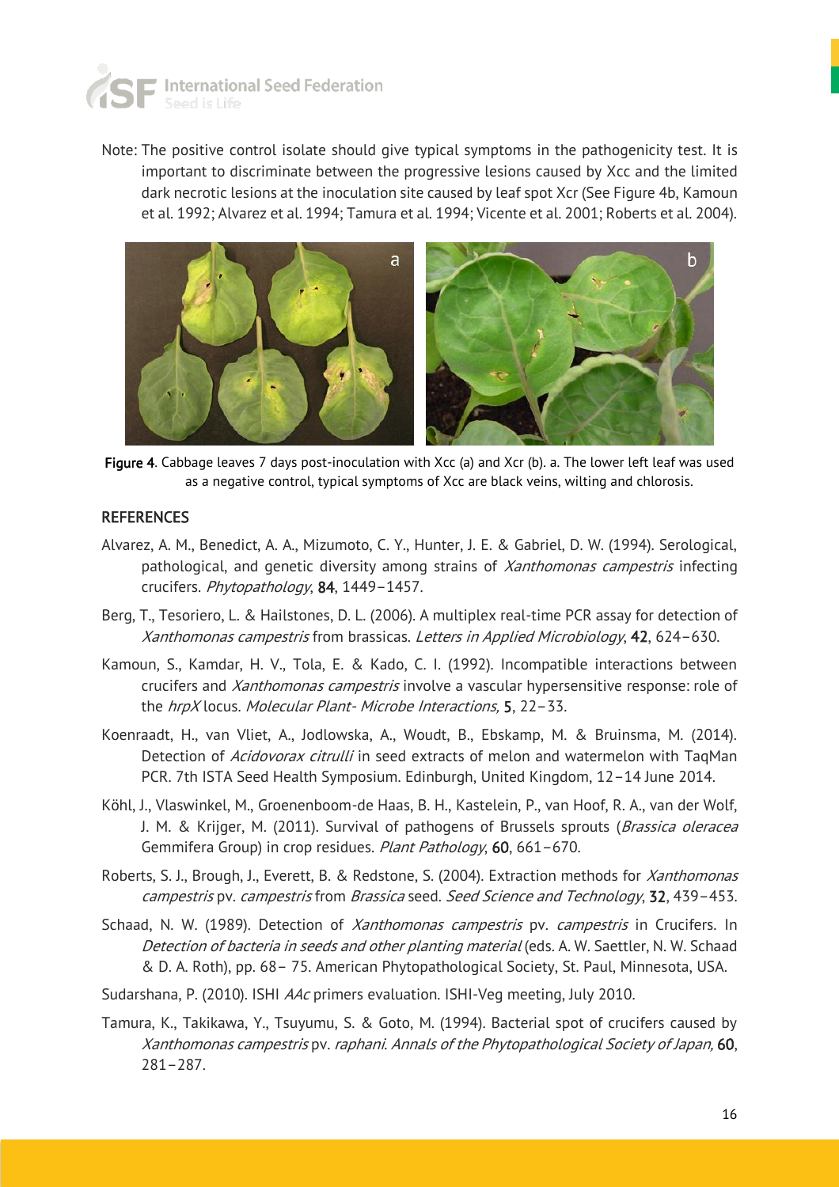Note: The positive control isolate should give typical symptoms in the pathogenicity test. It is important to discriminate between the progressive lesions caused by Xcc and the limited dark necrotic lesions at the inoculation site caused by leaf spot Xcr (See Figure 4b, Kamoun et al. 1992; Alvarez et al. 1994; Tamura et al. 1994; Vicente et al. 2001; Roberts et al. 2004).

**Figure 4**. Cabbage leaves 7 days post-inoculation with Xcc (a) and Xcr (b). a. The lower left leaf was used as a negative control, typical symptoms of Xcc are black veins, wilting and chlorosis.

## REFERENCES

Alvarez, A. M., Benedict, A. A., Mizumoto, C. Y., Hunter, J. E. & Gabriel, D. W. (1994). Serological, pathological, and genetic diversity among strains of *Xanthomonas campestris* infecting crucifers. *Phytopathology*, **84**, 1449–1457.

Berg, T., Tesoriero, L. & Hailstones, D. L. (2006). A multiplex real-time PCR assay for detection of *Xanthomonas campestris* from brassicas. *Letters in Applied Microbiology*, **42**, 624–630.

Kamoun, S., Kamdar, H. V., Tola, E. & Kado, C. I. (1992). Incompatible interactions between crucifers and *Xanthomonas campestris* involve a vascular hypersensitive response: role of the *hrpX* locus. *Molecular Plant- Microbe Interactions*, **5**, 22–33.

Koenraadt, H., van Vliet, A., Jodlowska, A., Woudt, B., Ebskamp, M. & Bruinsma, M. (2014). Detection of *Acidovorax citrulli* in seed extracts of melon and watermelon with TaqMan PCR. 7th ISTA Seed Health Symposium. Edinburgh, United Kingdom, 12–14 June 2014.

Köhl, J., Vlaswinkel, M., Groenenboom-de Haas, B. H., Kastelein, P., van Hoof, R. A., van der Wolf, J. M. & Krijger, M. (2011). Survival of pathogens of Brussels sprouts (*Brassica oleracea* Gemmifera Group) in crop residues. *Plant Pathology*, **60**, 661–670.

Roberts, S. J., Brough, J., Everett, B. & Redstone, S. (2004). Extraction methods for *Xanthomonas campestris* pv. *campestris* from *Brassica* seed. *Seed Science and Technology*, **32**, 439–453.

Schaad, N. W. (1989). Detection of *Xanthomonas campestris* pv. *campestris* in Crucifers. In *Detection of bacteria in seeds and other planting material* (eds. A. W. Saettler, N. W. Schaad & D. A. Roth), pp. 68– 75. American Phytopathological Society, St. Paul, Minnesota, USA.

Sudarshana, P. (2010). ISHI *AAc* primers evaluation. ISHI-Veg meeting, July 2010.

Tamura, K., Takikawa, Y., Tsuyumu, S. & Goto, M. (1994). Bacterial spot of crucifers caused by *Xanthomonas campestris* pv. *raphani*. *Annals of the Phytopathological Society of Japan*, **60**, 281–287.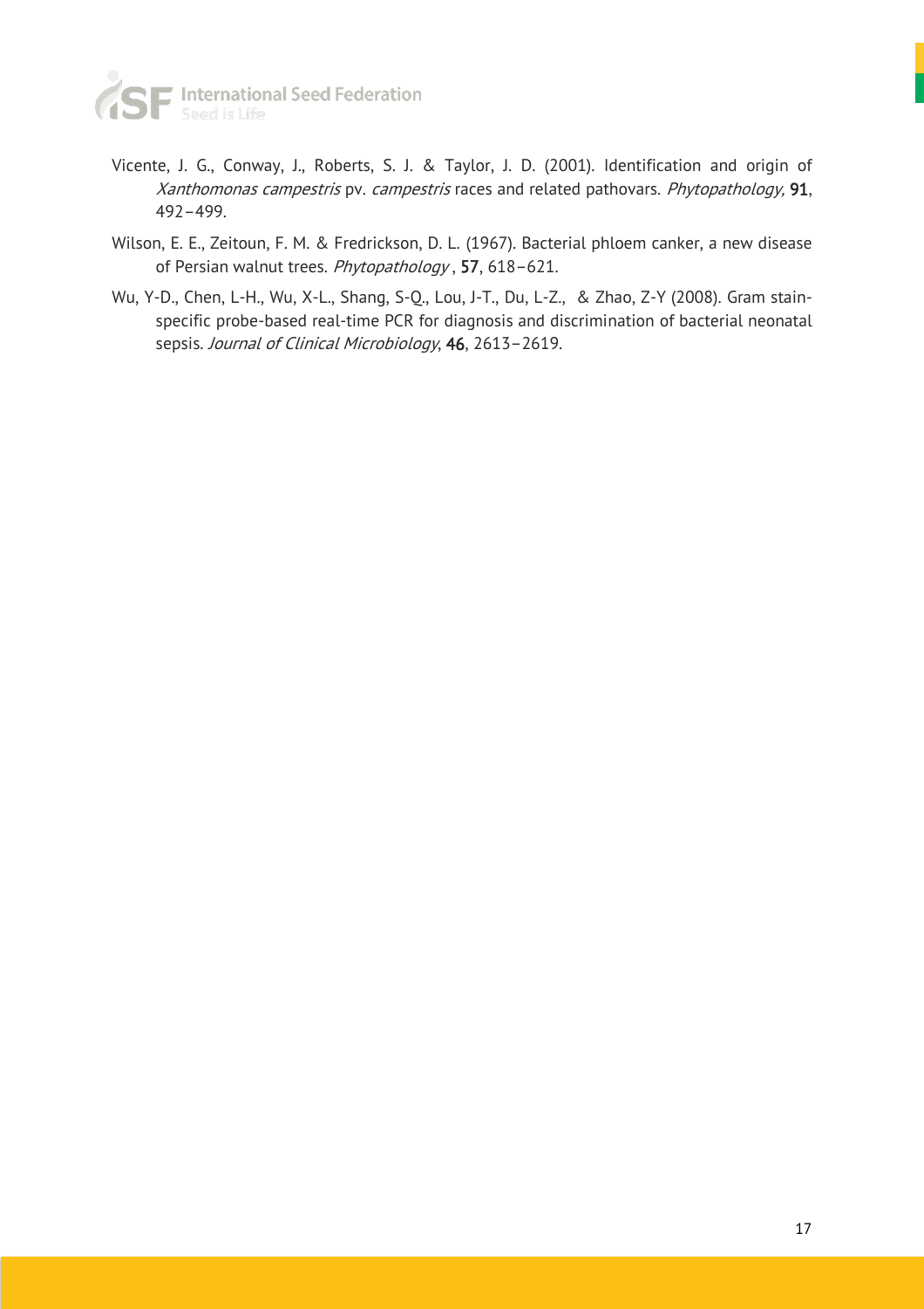Vicente, J. G., Conway, J., Roberts, S. J. & Taylor, J. D. (2001). Identification and origin of *Xanthomonas campestris* pv. *campestris* races and related pathovars. *Phytopathology,* **91**, 492–499.

Wilson, E. E., Zeitoun, F. M. & Fredrickson, D. L. (1967). Bacterial phloem canker, a new disease of Persian walnut trees. *Phytopathology* , **57**, 618–621.

Wu, Y-D., Chen, L-H., Wu, X-L., Shang, S-Q., Lou, J-T., Du, L-Z., & Zhao, Z-Y (2008). Gram stain-specific probe-based real-time PCR for diagnosis and discrimination of bacterial neonatal sepsis. *Journal of Clinical Microbiology*, **46**, 2613–2619.